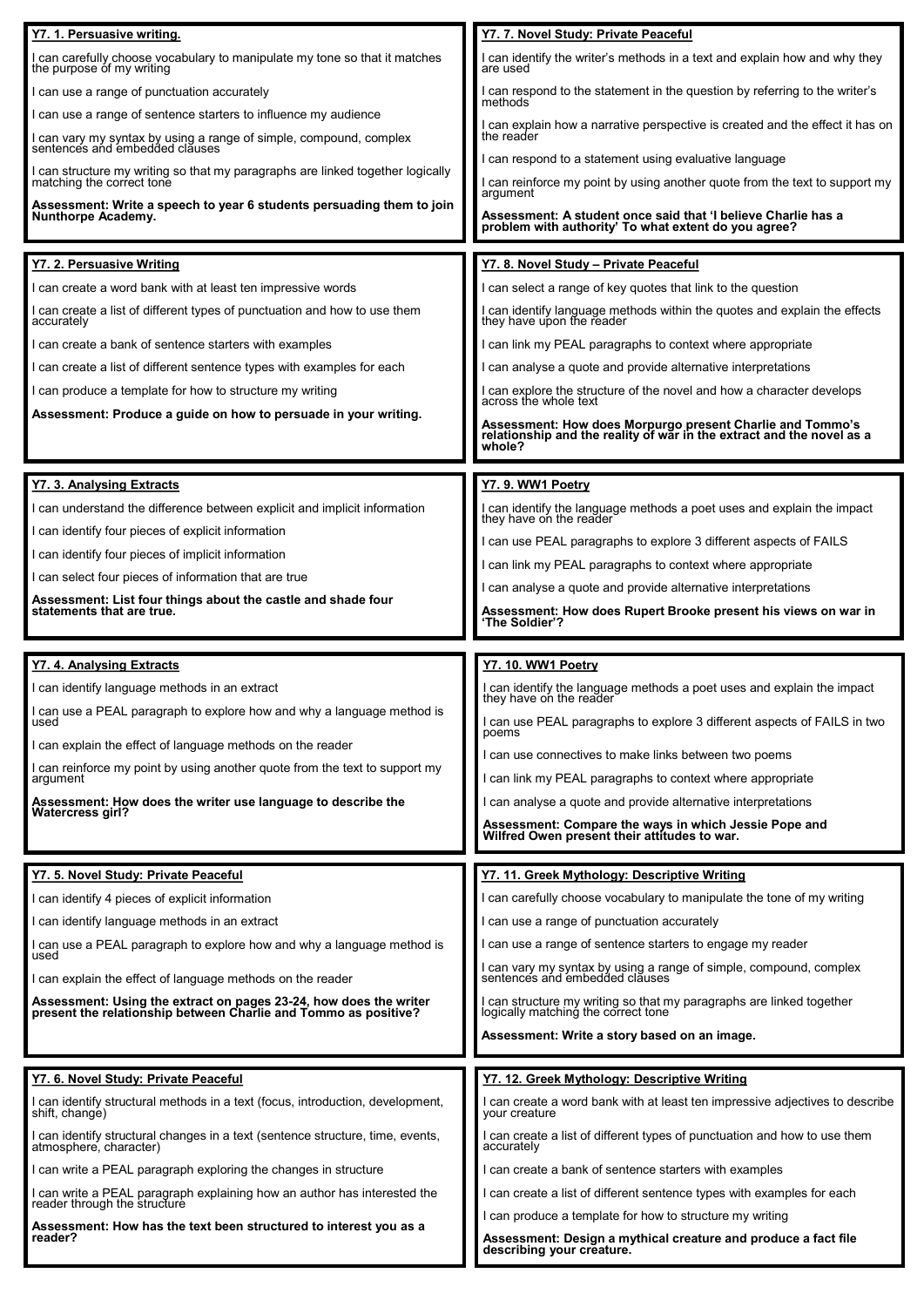## Y7. 1. Persuasive writing.

I can carefully choose vocabulary to manipulate my tone so that it matches the purpose of my writing

I can use a range of punctuation accurately

I can use a range of sentence starters to influence my audience

I can vary my syntax by using a range of simple, compound, complex sentences and embedded clauses

I can structure my writing so that my paragraphs are linked together logically matching the correct tone

**Assessment: Write a speech to year 6 students persuading them to join Nunthorpe Academy.**

## Y7. 2. Persuasive Writing

I can create a word bank with at least ten impressive words

I can create a list of different types of punctuation and how to use them accurately

I can create a bank of sentence starters with examples

I can create a list of different sentence types with examples for each

I can produce a template for how to structure my writing

**Assessment: Produce a guide on how to persuade in your writing.**

## Y7. 3. Analysing Extracts

I can understand the difference between explicit and implicit information

I can identify four pieces of explicit information

I can identify four pieces of implicit information

I can select four pieces of information that are true

**Assessment: List four things about the castle and shade four statements that are true.**

## Y7. 4. Analysing Extracts

I can identify language methods in an extract

I can use a PEAL paragraph to explore how and why a language method is used

I can explain the effect of language methods on the reader

I can reinforce my point by using another quote from the text to support my argument

**Assessment: How does the writer use language to describe the Watercress girl?**

## Y7. 5. Novel Study: Private Peaceful

I can identify 4 pieces of explicit information

I can identify language methods in an extract

I can use a PEAL paragraph to explore how and why a language method is used

I can explain the effect of language methods on the reader

**Assessment: Using the extract on pages 23-24, how does the writer present the relationship between Charlie and Tommo as positive?**

## Y7. 6. Novel Study: Private Peaceful

I can identify structural methods in a text (focus, introduction, development, shift, change)

I can identify structural changes in a text (sentence structure, time, events, atmosphere, character)

I can write a PEAL paragraph exploring the changes in structure

I can write a PEAL paragraph explaining how an author has interested the reader through the structure

**Assessment: How has the text been structured to interest you as a reader?**

## Y7. 7. Novel Study: Private Peaceful

I can identify the writer's methods in a text and explain how and why they are used

I can respond to the statement in the question by referring to the writer's methods

I can explain how a narrative perspective is created and the effect it has on the reader

I can respond to a statement using evaluative language

I can reinforce my point by using another quote from the text to support my argument

**Assessment: A student once said that 'I believe Charlie has a problem with authority' To what extent do you agree?**

## Y7. 8. Novel Study – Private Peaceful

I can select a range of key quotes that link to the question

I can identify language methods within the quotes and explain the effects they have upon the reader

I can link my PEAL paragraphs to context where appropriate

I can analyse a quote and provide alternative interpretations

I can explore the structure of the novel and how a character develops across the whole text

**Assessment: How does Morpurgo present Charlie and Tommo's relationship and the reality of war in the extract and the novel as a whole?**

## Y7. 9. WW1 Poetry

I can identify the language methods a poet uses and explain the impact they have on the reader

I can use PEAL paragraphs to explore 3 different aspects of FAILS

I can link my PEAL paragraphs to context where appropriate

I can analyse a quote and provide alternative interpretations

**Assessment: How does Rupert Brooke present his views on war in 'The Soldier'?**

## Y7. 10. WW1 Poetry

I can identify the language methods a poet uses and explain the impact they have on the reader

I can use PEAL paragraphs to explore 3 different aspects of FAILS in two poems

I can use connectives to make links between two poems

I can link my PEAL paragraphs to context where appropriate

I can analyse a quote and provide alternative interpretations

**Assessment: Compare the ways in which Jessie Pope and Wilfred Owen present their attitudes to war.**

## Y7. 11. Greek Mythology: Descriptive Writing

I can carefully choose vocabulary to manipulate the tone of my writing

I can use a range of punctuation accurately

I can use a range of sentence starters to engage my reader

I can vary my syntax by using a range of simple, compound, complex sentences and embedded clauses

I can structure my writing so that my paragraphs are linked together logically matching the correct tone

**Assessment: Write a story based on an image.**

## Y7. 12. Greek Mythology: Descriptive Writing

I can create a word bank with at least ten impressive adjectives to describe your creature

I can create a list of different types of punctuation and how to use them accurately

I can create a bank of sentence starters with examples

I can create a list of different sentence types with examples for each

I can produce a template for how to structure my writing

**Assessment: Design a mythical creature and produce a fact file describing your creature.**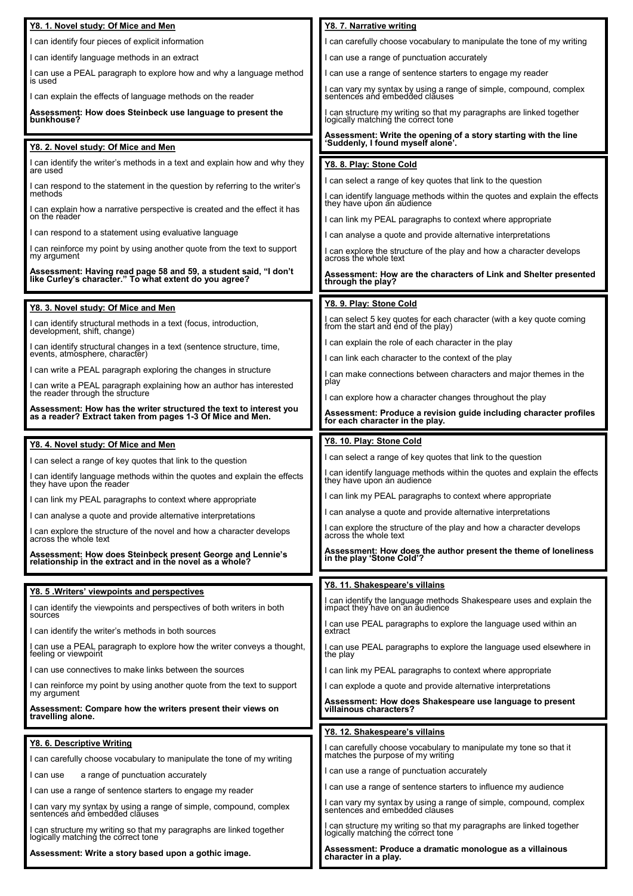## Y8. 1. Novel study: Of Mice and Men

I can identify four pieces of explicit information

I can identify language methods in an extract

I can use a PEAL paragraph to explore how and why a language method is used

I can explain the effects of language methods on the reader

**Assessment: How does Steinbeck use language to present the bunkhouse?**

## Y8. 2. Novel study: Of Mice and Men

I can identify the writer's methods in a text and explain how and why they are used

I can respond to the statement in the question by referring to the writer's methods

I can explain how a narrative perspective is created and the effect it has on the reader

I can respond to a statement using evaluative language

I can reinforce my point by using another quote from the text to support my argument

**Assessment: Having read page 58 and 59, a student said, "I don't like Curley's character." To what extent do you agree?**

## Y8. 3. Novel study: Of Mice and Men

I can identify structural methods in a text (focus, introduction, development, shift, change)

I can identify structural changes in a text (sentence structure, time, events, atmosphere, character)

I can write a PEAL paragraph exploring the changes in structure

I can write a PEAL paragraph explaining how an author has interested the reader through the structure

**Assessment: How has the writer structured the text to interest you as a reader? Extract taken from pages 1-3 Of Mice and Men.**

## Y8. 4. Novel study: Of Mice and Men

I can select a range of key quotes that link to the question

I can identify language methods within the quotes and explain the effects they have upon the reader

I can link my PEAL paragraphs to context where appropriate

I can analyse a quote and provide alternative interpretations

I can explore the structure of the novel and how a character develops across the whole text

**Assessment: How does Steinbeck present George and Lennie's relationship in the extract and in the novel as a whole?**

## Y8. 5 .Writers' viewpoints and perspectives

I can identify the viewpoints and perspectives of both writers in both sources

I can identify the writer's methods in both sources

I can use a PEAL paragraph to explore how the writer conveys a thought, feeling or viewpoint

I can use connectives to make links between the sources

I can reinforce my point by using another quote from the text to support my argument

**Assessment: Compare how the writers present their views on travelling alone.**

## Y8. 6. Descriptive Writing

I can carefully choose vocabulary to manipulate the tone of my writing

I can use a range of punctuation accurately

I can use a range of sentence starters to engage my reader

I can vary my syntax by using a range of simple, compound, complex sentences and embedded clauses

I can structure my writing so that my paragraphs are linked together logically matching the correct tone

**Assessment: Write a story based upon a gothic image.**

## Y8. 7. Narrative writing

I can carefully choose vocabulary to manipulate the tone of my writing

I can use a range of punctuation accurately

I can use a range of sentence starters to engage my reader

I can vary my syntax by using a range of simple, compound, complex sentences and embedded clauses

I can structure my writing so that my paragraphs are linked together logically matching the correct tone

**Assessment: Write the opening of a story starting with the line 'Suddenly, I found myself alone'.**

## Y8. 8. Play: Stone Cold

I can select a range of key quotes that link to the question

I can identify language methods within the quotes and explain the effects they have upon an audience

I can link my PEAL paragraphs to context where appropriate

I can analyse a quote and provide alternative interpretations

I can explore the structure of the play and how a character develops across the whole text

**Assessment: How are the characters of Link and Shelter presented through the play?**

## Y8. 9. Play: Stone Cold

I can select 5 key quotes for each character (with a key quote coming from the start and end of the play)

I can explain the role of each character in the play

I can link each character to the context of the play

I can make connections between characters and major themes in the play

I can explore how a character changes throughout the play

**Assessment: Produce a revision guide including character profiles for each character in the play.**

## Y8. 10. Play: Stone Cold

I can select a range of key quotes that link to the question

I can identify language methods within the quotes and explain the effects they have upon an audience

I can link my PEAL paragraphs to context where appropriate

I can analyse a quote and provide alternative interpretations

I can explore the structure of the play and how a character develops across the whole text

**Assessment: How does the author present the theme of loneliness in the play 'Stone Cold'?**

## Y8. 11. Shakespeare's villains

I can identify the language methods Shakespeare uses and explain the impact they have on an audience

I can use PEAL paragraphs to explore the language used within an extract

I can use PEAL paragraphs to explore the language used elsewhere in the play

I can link my PEAL paragraphs to context where appropriate

I can explode a quote and provide alternative interpretations

**Assessment: How does Shakespeare use language to present villainous characters?**

## Y8. 12. Shakespeare's villains

I can carefully choose vocabulary to manipulate my tone so that it matches the purpose of my writing

I can use a range of punctuation accurately

I can use a range of sentence starters to influence my audience

I can vary my syntax by using a range of simple, compound, complex sentences and embedded clauses

I can structure my writing so that my paragraphs are linked together logically matching the correct tone

**Assessment: Produce a dramatic monologue as a villainous character in a play.**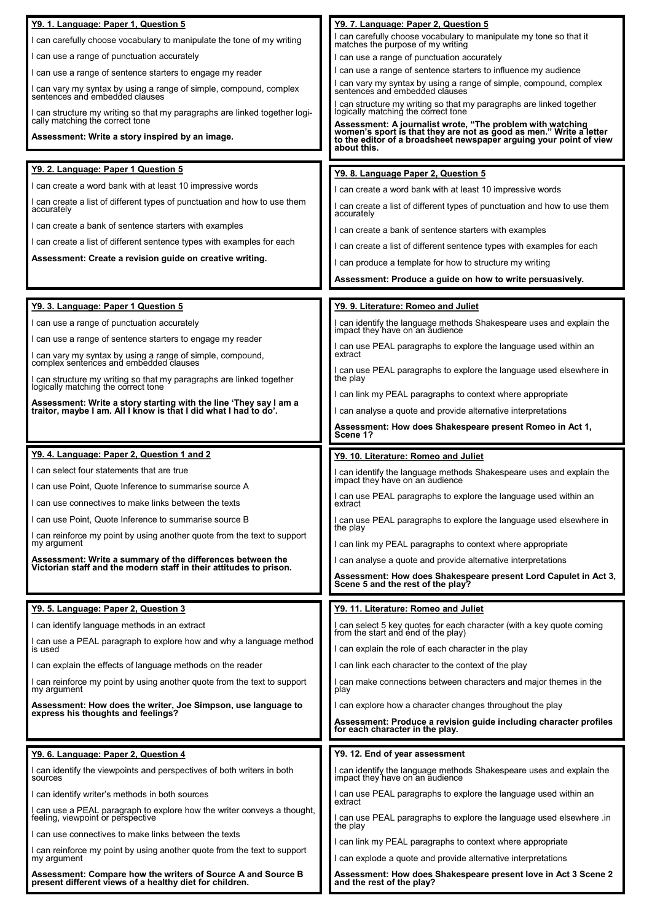## Y9. 1. Language: Paper 1, Question 5

I can carefully choose vocabulary to manipulate the tone of my writing

I can use a range of punctuation accurately

I can use a range of sentence starters to engage my reader

I can vary my syntax by using a range of simple, compound, complex sentences and embedded clauses

I can structure my writing so that my paragraphs are linked together logically matching the correct tone

**Assessment: Write a story inspired by an image.**

## Y9. 2. Language: Paper 1 Question 5

I can create a word bank with at least 10 impressive words

I can create a list of different types of punctuation and how to use them accurately

I can create a bank of sentence starters with examples

I can create a list of different sentence types with examples for each

**Assessment: Create a revision guide on creative writing.**

## Y9. 3. Language: Paper 1 Question 5

I can use a range of punctuation accurately

I can use a range of sentence starters to engage my reader

I can vary my syntax by using a range of simple, compound, complex sentences and embedded clauses

I can structure my writing so that my paragraphs are linked together logically matching the correct tone

**Assessment: Write a story starting with the line 'They say I am a traitor, maybe I am. All I know is that I did what I had to do'.**

## Y9. 4. Language: Paper 2, Question 1 and 2

I can select four statements that are true

I can use Point, Quote Inference to summarise source A

I can use connectives to make links between the texts

I can use Point, Quote Inference to summarise source B

I can reinforce my point by using another quote from the text to support my argument

**Assessment: Write a summary of the differences between the Victorian staff and the modern staff in their attitudes to prison.**

## Y9. 5. Language: Paper 2, Question 3

I can identify language methods in an extract

I can use a PEAL paragraph to explore how and why a language method is used

I can explain the effects of language methods on the reader

I can reinforce my point by using another quote from the text to support my argument

**Assessment: How does the writer, Joe Simpson, use language to express his thoughts and feelings?**

## Y9. 6. Language: Paper 2, Question 4

I can identify the viewpoints and perspectives of both writers in both sources

I can identify writer's methods in both sources

I can use a PEAL paragraph to explore how the writer conveys a thought, feeling, viewpoint or perspective

I can use connectives to make links between the texts

I can reinforce my point by using another quote from the text to support my argument

**Assessment: Compare how the writers of Source A and Source B present different views of a healthy diet for children.**

## Y9. 7. Language: Paper 2, Question 5

I can carefully choose vocabulary to manipulate my tone so that it matches the purpose of my writing

I can use a range of punctuation accurately

I can use a range of sentence starters to influence my audience

I can vary my syntax by using a range of simple, compound, complex sentences and embedded clauses

I can structure my writing so that my paragraphs are linked together logically matching the correct tone

**Assessment: A journalist wrote, "The problem with watching women's sport is that they are not as good as men." Write a letter to the editor of a broadsheet newspaper arguing your point of view about this.**

## Y9. 8. Language Paper 2, Question 5

I can create a word bank with at least 10 impressive words

I can create a list of different types of punctuation and how to use them accurately

I can create a bank of sentence starters with examples

I can create a list of different sentence types with examples for each

I can produce a template for how to structure my writing

**Assessment: Produce a guide on how to write persuasively.**

## Y9. 9. Literature: Romeo and Juliet

I can identify the language methods Shakespeare uses and explain the impact they have on an audience

I can use PEAL paragraphs to explore the language used within an extract

I can use PEAL paragraphs to explore the language used elsewhere in the play

I can link my PEAL paragraphs to context where appropriate

I can analyse a quote and provide alternative interpretations

**Assessment: How does Shakespeare present Romeo in Act 1, Scene 1?**

## Y9. 10. Literature: Romeo and Juliet

I can identify the language methods Shakespeare uses and explain the impact they have on an audience

I can use PEAL paragraphs to explore the language used within an extract

I can use PEAL paragraphs to explore the language used elsewhere in the play

I can link my PEAL paragraphs to context where appropriate

I can analyse a quote and provide alternative interpretations

**Assessment: How does Shakespeare present Lord Capulet in Act 3, Scene 5 and the rest of the play?**

## Y9. 11. Literature: Romeo and Juliet

I can select 5 key quotes for each character (with a key quote coming from the start and end of the play)

I can explain the role of each character in the play

I can link each character to the context of the play

I can make connections between characters and major themes in the play

I can explore how a character changes throughout the play

**Assessment: Produce a revision guide including character profiles for each character in the play.**

## Y9. 12. End of year assessment

I can identify the language methods Shakespeare uses and explain the impact they have on an audience

I can use PEAL paragraphs to explore the language used within an extract

I can use PEAL paragraphs to explore the language used elsewhere .in the play

I can link my PEAL paragraphs to context where appropriate

I can explode a quote and provide alternative interpretations

**Assessment: How does Shakespeare present love in Act 3 Scene 2 and the rest of the play?**